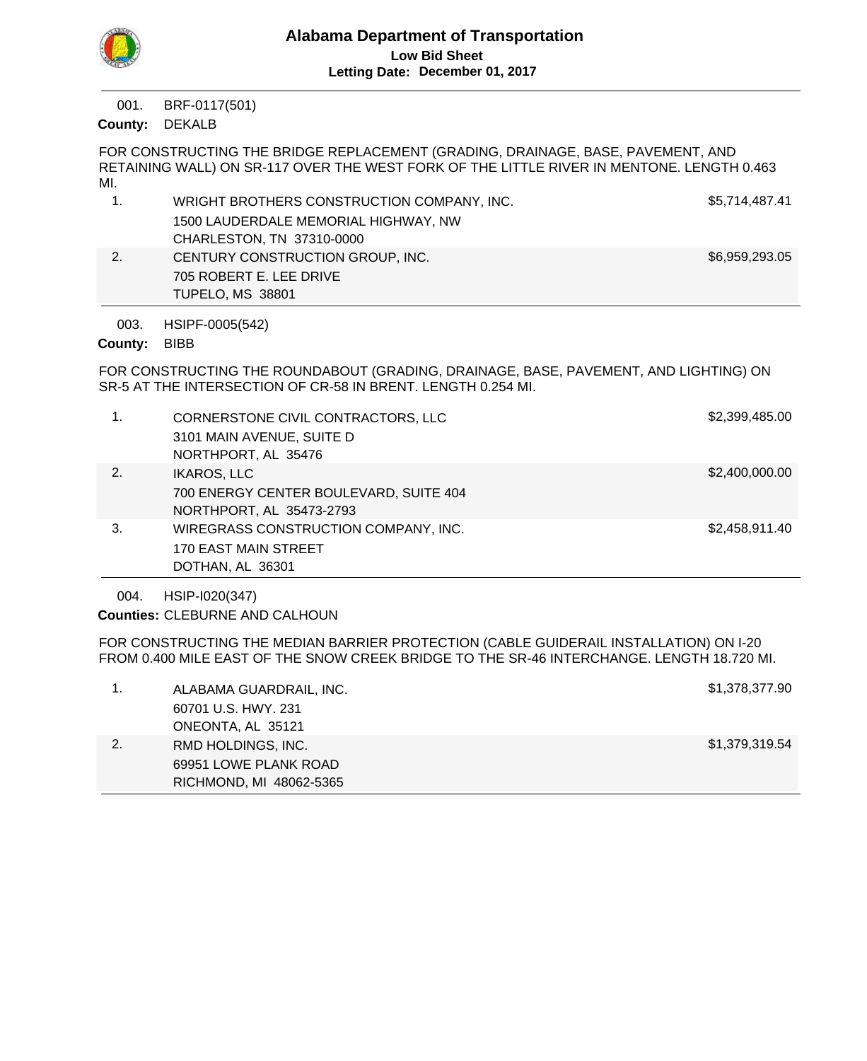# Alabama Department of Transportation

**Low Bid Sheet**

**Letting Date: December 01, 2017**

---

001. BRF-0117(501)

**County:** DEKALB

FOR CONSTRUCTING THE BRIDGE REPLACEMENT (GRADING, DRAINAGE, BASE, PAVEMENT, AND RETAINING WALL) ON SR-117 OVER THE WEST FORK OF THE LITTLE RIVER IN MENTONE. LENGTH 0.463 MI.

| | | |
|---|---|---|
| 1. | WRIGHT BROTHERS CONSTRUCTION COMPANY, INC.<br>1500 LAUDERDALE MEMORIAL HIGHWAY, NW<br>CHARLESTON, TN 37310-0000 | $5,714,487.41 |
| 2. | CENTURY CONSTRUCTION GROUP, INC.<br>705 ROBERT E. LEE DRIVE<br>TUPELO, MS 38801 | $6,959,293.05 |

---

003. HSIPF-0005(542)

**County:** BIBB

FOR CONSTRUCTING THE ROUNDABOUT (GRADING, DRAINAGE, BASE, PAVEMENT, AND LIGHTING) ON SR-5 AT THE INTERSECTION OF CR-58 IN BRENT. LENGTH 0.254 MI.

| | | |
|---|---|---|
| 1. | CORNERSTONE CIVIL CONTRACTORS, LLC<br>3101 MAIN AVENUE, SUITE D<br>NORTHPORT, AL 35476 | $2,399,485.00 |
| 2. | IKAROS, LLC<br>700 ENERGY CENTER BOULEVARD, SUITE 404<br>NORTHPORT, AL 35473-2793 | $2,400,000.00 |
| 3. | WIREGRASS CONSTRUCTION COMPANY, INC.<br>170 EAST MAIN STREET<br>DOTHAN, AL 36301 | $2,458,911.40 |

---

004. HSIP-I020(347)

**Counties:** CLEBURNE AND CALHOUN

FOR CONSTRUCTING THE MEDIAN BARRIER PROTECTION (CABLE GUIDERAIL INSTALLATION) ON I-20 FROM 0.400 MILE EAST OF THE SNOW CREEK BRIDGE TO THE SR-46 INTERCHANGE. LENGTH 18.720 MI.

| | | |
|---|---|---|
| 1. | ALABAMA GUARDRAIL, INC.<br>60701 U.S. HWY. 231<br>ONEONTA, AL 35121 | $1,378,377.90 |
| 2. | RMD HOLDINGS, INC.<br>69951 LOWE PLANK ROAD<br>RICHMOND, MI 48062-5365 | $1,379,319.54 |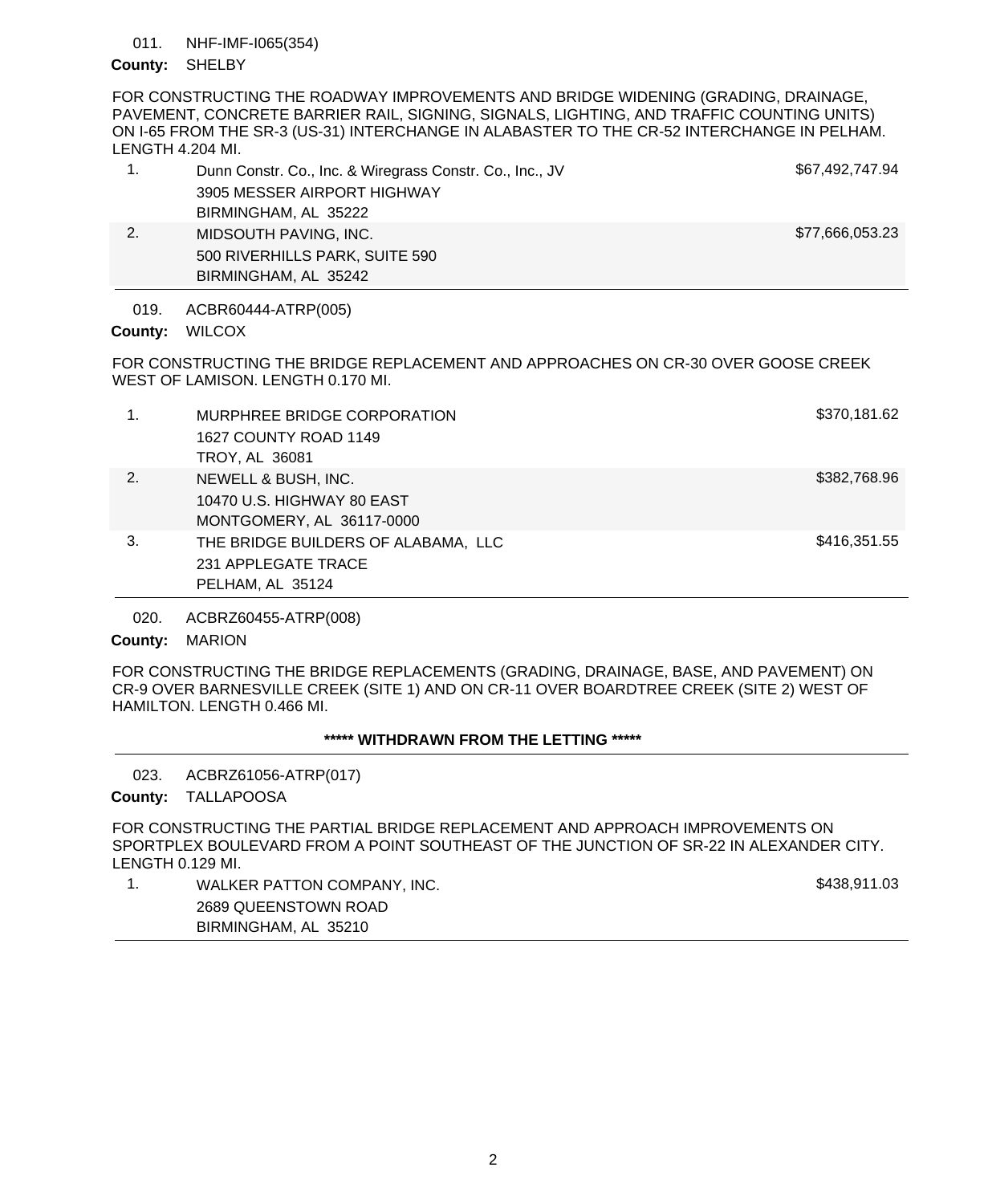011. NHF-IMF-I065(354)

**County:** SHELBY

FOR CONSTRUCTING THE ROADWAY IMPROVEMENTS AND BRIDGE WIDENING (GRADING, DRAINAGE, PAVEMENT, CONCRETE BARRIER RAIL, SIGNING, SIGNALS, LIGHTING, AND TRAFFIC COUNTING UNITS) ON I-65 FROM THE SR-3 (US-31) INTERCHANGE IN ALABASTER TO THE CR-52 INTERCHANGE IN PELHAM. LENGTH 4.204 MI.

| | Bidder | Amount |
|---|---|---|
| 1. | Dunn Constr. Co., Inc. & Wiregrass Constr. Co., Inc., JV<br>3905 MESSER AIRPORT HIGHWAY<br>BIRMINGHAM, AL 35222 | $67,492,747.94 |
| 2. | MIDSOUTH PAVING, INC.<br>500 RIVERHILLS PARK, SUITE 590<br>BIRMINGHAM, AL 35242 | $77,666,053.23 |

019. ACBR60444-ATRP(005)

**County:** WILCOX

FOR CONSTRUCTING THE BRIDGE REPLACEMENT AND APPROACHES ON CR-30 OVER GOOSE CREEK WEST OF LAMISON. LENGTH 0.170 MI.

| | Bidder | Amount |
|---|---|---|
| 1. | MURPHREE BRIDGE CORPORATION<br>1627 COUNTY ROAD 1149<br>TROY, AL 36081 | $370,181.62 |
| 2. | NEWELL & BUSH, INC.<br>10470 U.S. HIGHWAY 80 EAST<br>MONTGOMERY, AL 36117-0000 | $382,768.96 |
| 3. | THE BRIDGE BUILDERS OF ALABAMA, LLC<br>231 APPLEGATE TRACE<br>PELHAM, AL 35124 | $416,351.55 |

020. ACBRZ60455-ATRP(008)

**County:** MARION

FOR CONSTRUCTING THE BRIDGE REPLACEMENTS (GRADING, DRAINAGE, BASE, AND PAVEMENT) ON CR-9 OVER BARNESVILLE CREEK (SITE 1) AND ON CR-11 OVER BOARDTREE CREEK (SITE 2) WEST OF HAMILTON. LENGTH 0.466 MI.

**\*\*\*\*\* WITHDRAWN FROM THE LETTING \*\*\*\*\***

023. ACBRZ61056-ATRP(017)

**County:** TALLAPOOSA

FOR CONSTRUCTING THE PARTIAL BRIDGE REPLACEMENT AND APPROACH IMPROVEMENTS ON SPORTPLEX BOULEVARD FROM A POINT SOUTHEAST OF THE JUNCTION OF SR-22 IN ALEXANDER CITY. LENGTH 0.129 MI.

| | Bidder | Amount |
|---|---|---|
| 1. | WALKER PATTON COMPANY, INC.<br>2689 QUEENSTOWN ROAD<br>BIRMINGHAM, AL 35210 | $438,911.03 |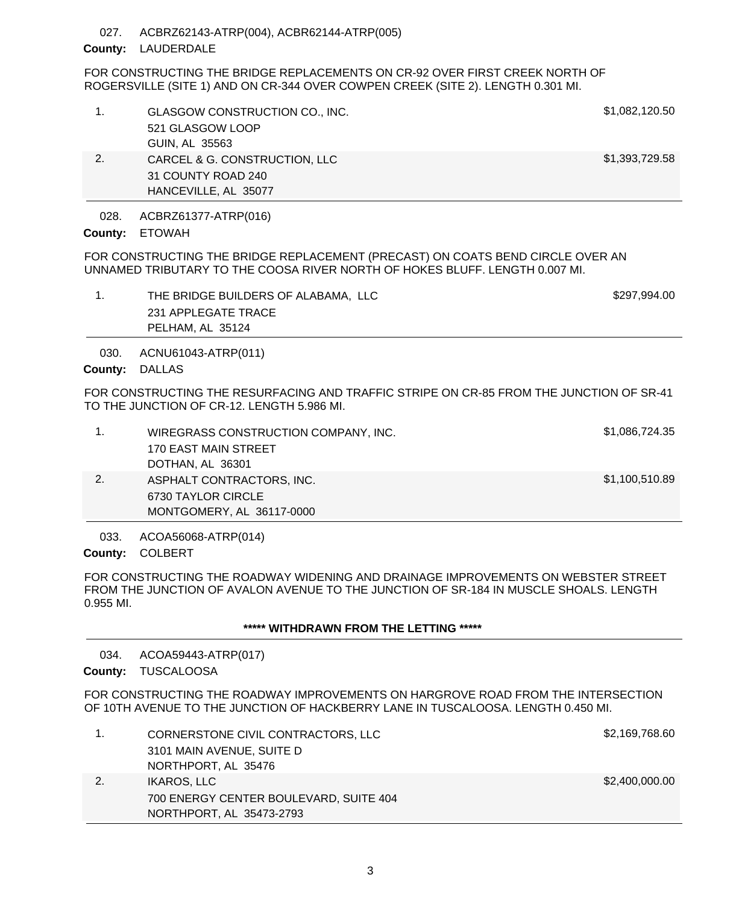027. ACBRZ62143-ATRP(004), ACBR62144-ATRP(005)

**County:** LAUDERDALE

FOR CONSTRUCTING THE BRIDGE REPLACEMENTS ON CR-92 OVER FIRST CREEK NORTH OF ROGERSVILLE (SITE 1) AND ON CR-344 OVER COWPEN CREEK (SITE 2). LENGTH 0.301 MI.

| | | |
|---|---|---|
| 1. | GLASGOW CONSTRUCTION CO., INC.<br>521 GLASGOW LOOP<br>GUIN, AL 35563 | $1,082,120.50 |
| 2. | CARCEL & G. CONSTRUCTION, LLC<br>31 COUNTY ROAD 240<br>HANCEVILLE, AL 35077 | $1,393,729.58 |

028. ACBRZ61377-ATRP(016)

**County:** ETOWAH

FOR CONSTRUCTING THE BRIDGE REPLACEMENT (PRECAST) ON COATS BEND CIRCLE OVER AN UNNAMED TRIBUTARY TO THE COOSA RIVER NORTH OF HOKES BLUFF. LENGTH 0.007 MI.

| | | |
|---|---|---|
| 1. | THE BRIDGE BUILDERS OF ALABAMA, LLC<br>231 APPLEGATE TRACE<br>PELHAM, AL 35124 | $297,994.00 |

030. ACNU61043-ATRP(011)

**County:** DALLAS

FOR CONSTRUCTING THE RESURFACING AND TRAFFIC STRIPE ON CR-85 FROM THE JUNCTION OF SR-41 TO THE JUNCTION OF CR-12. LENGTH 5.986 MI.

| | | |
|---|---|---|
| 1. | WIREGRASS CONSTRUCTION COMPANY, INC.<br>170 EAST MAIN STREET<br>DOTHAN, AL 36301 | $1,086,724.35 |
| 2. | ASPHALT CONTRACTORS, INC.<br>6730 TAYLOR CIRCLE<br>MONTGOMERY, AL 36117-0000 | $1,100,510.89 |

033. ACOA56068-ATRP(014)

**County:** COLBERT

FOR CONSTRUCTING THE ROADWAY WIDENING AND DRAINAGE IMPROVEMENTS ON WEBSTER STREET FROM THE JUNCTION OF AVALON AVENUE TO THE JUNCTION OF SR-184 IN MUSCLE SHOALS. LENGTH 0.955 MI.

**\*\*\*\*\* WITHDRAWN FROM THE LETTING \*\*\*\*\***

034. ACOA59443-ATRP(017)

**County:** TUSCALOOSA

FOR CONSTRUCTING THE ROADWAY IMPROVEMENTS ON HARGROVE ROAD FROM THE INTERSECTION OF 10TH AVENUE TO THE JUNCTION OF HACKBERRY LANE IN TUSCALOOSA. LENGTH 0.450 MI.

| | | |
|---|---|---|
| 1. | CORNERSTONE CIVIL CONTRACTORS, LLC<br>3101 MAIN AVENUE, SUITE D<br>NORTHPORT, AL 35476 | $2,169,768.60 |
| 2. | IKAROS, LLC<br>700 ENERGY CENTER BOULEVARD, SUITE 404<br>NORTHPORT, AL 35473-2793 | $2,400,000.00 |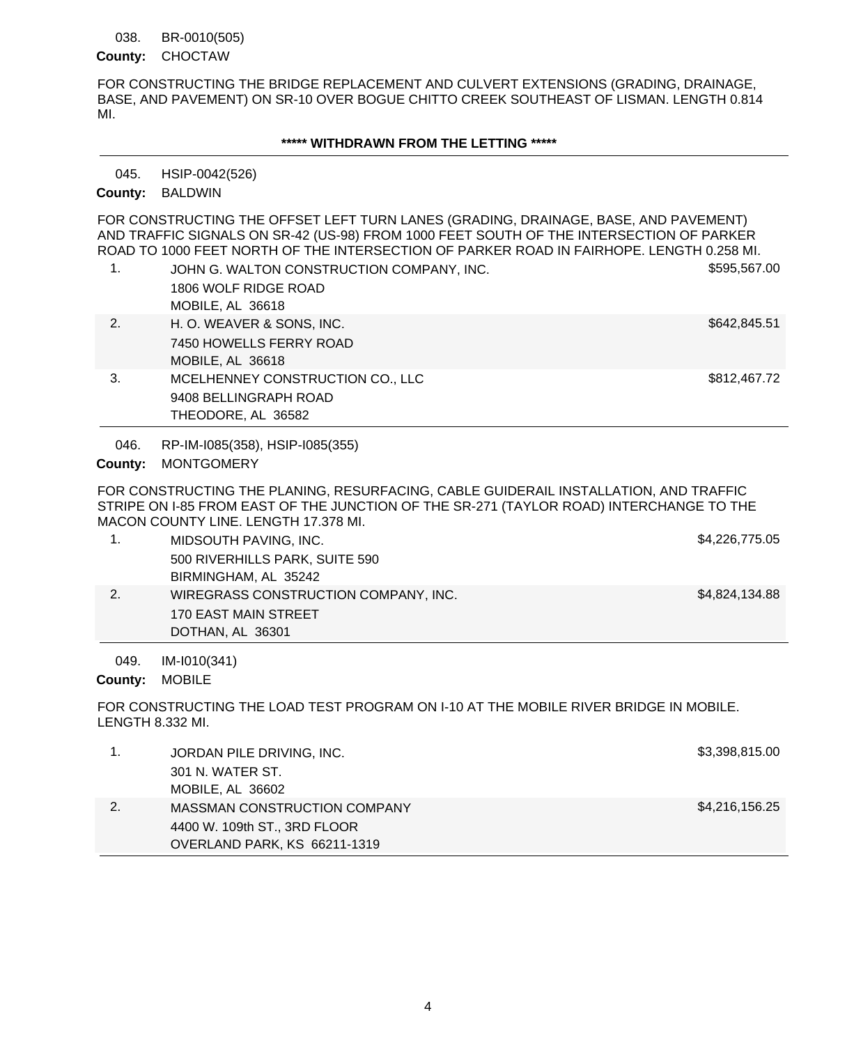038. BR-0010(505)

**County:** CHOCTAW

FOR CONSTRUCTING THE BRIDGE REPLACEMENT AND CULVERT EXTENSIONS (GRADING, DRAINAGE, BASE, AND PAVEMENT) ON SR-10 OVER BOGUE CHITTO CREEK SOUTHEAST OF LISMAN. LENGTH 0.814 MI.

**\*\*\*\*\* WITHDRAWN FROM THE LETTING \*\*\*\*\***

---

045. HSIP-0042(526)

**County:** BALDWIN

FOR CONSTRUCTING THE OFFSET LEFT TURN LANES (GRADING, DRAINAGE, BASE, AND PAVEMENT) AND TRAFFIC SIGNALS ON SR-42 (US-98) FROM 1000 FEET SOUTH OF THE INTERSECTION OF PARKER ROAD TO 1000 FEET NORTH OF THE INTERSECTION OF PARKER ROAD IN FAIRHOPE. LENGTH 0.258 MI.

| | | |
|---|---|---|
| 1. | JOHN G. WALTON CONSTRUCTION COMPANY, INC.<br>1806 WOLF RIDGE ROAD<br>MOBILE, AL 36618 | $595,567.00 |
| 2. | H. O. WEAVER & SONS, INC.<br>7450 HOWELLS FERRY ROAD<br>MOBILE, AL 36618 | $642,845.51 |
| 3. | MCELHENNEY CONSTRUCTION CO., LLC<br>9408 BELLINGRAPH ROAD<br>THEODORE, AL 36582 | $812,467.72 |

046. RP-IM-I085(358), HSIP-I085(355)

**County:** MONTGOMERY

FOR CONSTRUCTING THE PLANING, RESURFACING, CABLE GUIDERAIL INSTALLATION, AND TRAFFIC STRIPE ON I-85 FROM EAST OF THE JUNCTION OF THE SR-271 (TAYLOR ROAD) INTERCHANGE TO THE MACON COUNTY LINE. LENGTH 17.378 MI.

| | | |
|---|---|---|
| 1. | MIDSOUTH PAVING, INC.<br>500 RIVERHILLS PARK, SUITE 590<br>BIRMINGHAM, AL 35242 | $4,226,775.05 |
| 2. | WIREGRASS CONSTRUCTION COMPANY, INC.<br>170 EAST MAIN STREET<br>DOTHAN, AL 36301 | $4,824,134.88 |

049. IM-I010(341)

**County:** MOBILE

FOR CONSTRUCTING THE LOAD TEST PROGRAM ON I-10 AT THE MOBILE RIVER BRIDGE IN MOBILE. LENGTH 8.332 MI.

| | | |
|---|---|---|
| 1. | JORDAN PILE DRIVING, INC.<br>301 N. WATER ST.<br>MOBILE, AL 36602 | $3,398,815.00 |
| 2. | MASSMAN CONSTRUCTION COMPANY<br>4400 W. 109th ST., 3RD FLOOR<br>OVERLAND PARK, KS 66211-1319 | $4,216,156.25 |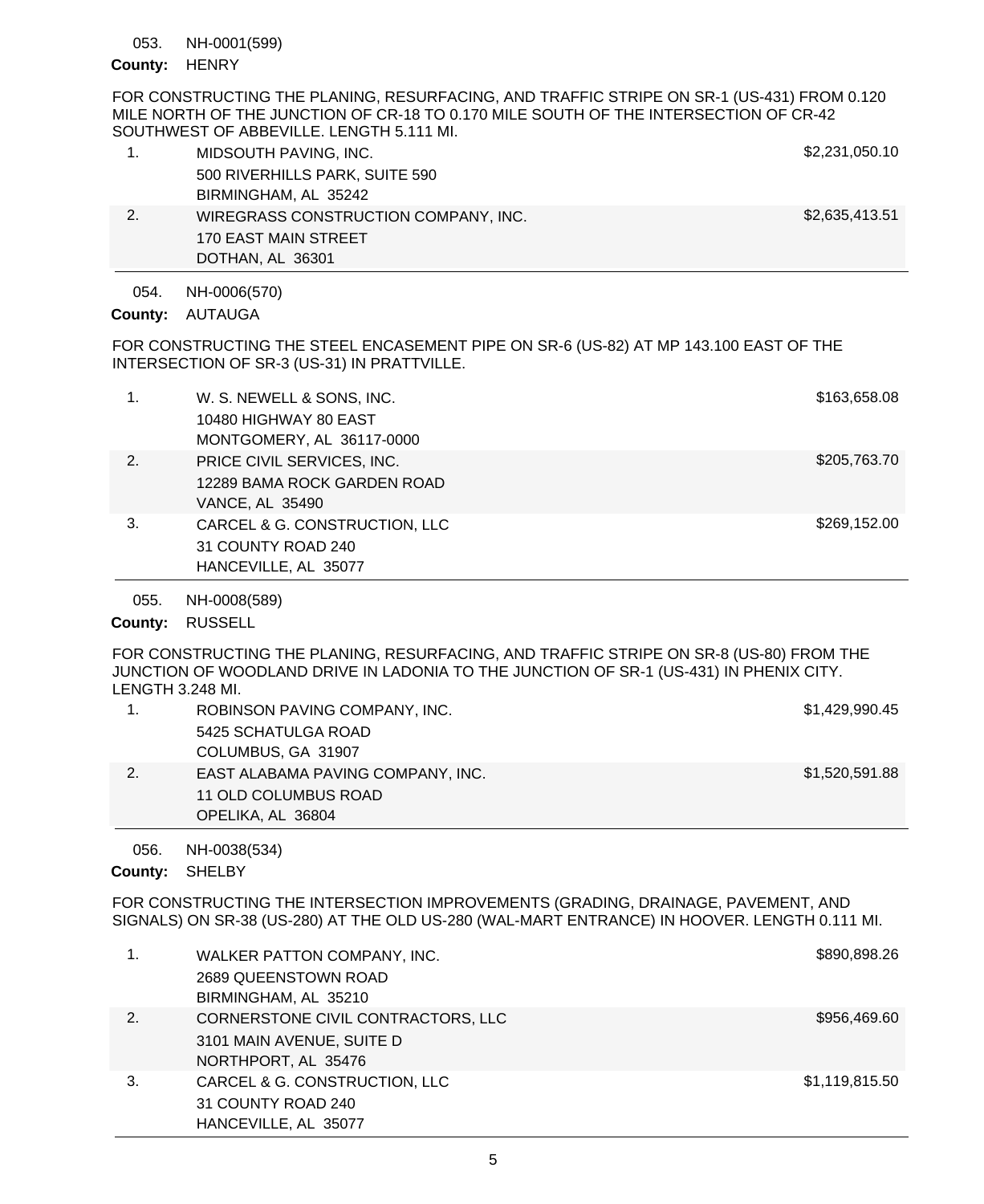053. NH-0001(599)

**County:** HENRY

FOR CONSTRUCTING THE PLANING, RESURFACING, AND TRAFFIC STRIPE ON SR-1 (US-431) FROM 0.120 MILE NORTH OF THE JUNCTION OF CR-18 TO 0.170 MILE SOUTH OF THE INTERSECTION OF CR-42 SOUTHWEST OF ABBEVILLE. LENGTH 5.111 MI.

| | | |
|---|---|---|
| 1. | MIDSOUTH PAVING, INC.<br>500 RIVERHILLS PARK, SUITE 590<br>BIRMINGHAM, AL 35242 | $2,231,050.10 |
| 2. | WIREGRASS CONSTRUCTION COMPANY, INC.<br>170 EAST MAIN STREET<br>DOTHAN, AL 36301 | $2,635,413.51 |

054. NH-0006(570)

**County:** AUTAUGA

FOR CONSTRUCTING THE STEEL ENCASEMENT PIPE ON SR-6 (US-82) AT MP 143.100 EAST OF THE INTERSECTION OF SR-3 (US-31) IN PRATTVILLE.

| | | |
|---|---|---|
| 1. | W. S. NEWELL & SONS, INC.<br>10480 HIGHWAY 80 EAST<br>MONTGOMERY, AL 36117-0000 | $163,658.08 |
| 2. | PRICE CIVIL SERVICES, INC.<br>12289 BAMA ROCK GARDEN ROAD<br>VANCE, AL 35490 | $205,763.70 |
| 3. | CARCEL & G. CONSTRUCTION, LLC<br>31 COUNTY ROAD 240<br>HANCEVILLE, AL 35077 | $269,152.00 |

055. NH-0008(589)

**County:** RUSSELL

FOR CONSTRUCTING THE PLANING, RESURFACING, AND TRAFFIC STRIPE ON SR-8 (US-80) FROM THE JUNCTION OF WOODLAND DRIVE IN LADONIA TO THE JUNCTION OF SR-1 (US-431) IN PHENIX CITY. LENGTH 3.248 MI.

| | | |
|---|---|---|
| 1. | ROBINSON PAVING COMPANY, INC.<br>5425 SCHATULGA ROAD<br>COLUMBUS, GA 31907 | $1,429,990.45 |
| 2. | EAST ALABAMA PAVING COMPANY, INC.<br>11 OLD COLUMBUS ROAD<br>OPELIKA, AL 36804 | $1,520,591.88 |

056. NH-0038(534)

**County:** SHELBY

FOR CONSTRUCTING THE INTERSECTION IMPROVEMENTS (GRADING, DRAINAGE, PAVEMENT, AND SIGNALS) ON SR-38 (US-280) AT THE OLD US-280 (WAL-MART ENTRANCE) IN HOOVER. LENGTH 0.111 MI.

| | | |
|---|---|---|
| 1. | WALKER PATTON COMPANY, INC.<br>2689 QUEENSTOWN ROAD<br>BIRMINGHAM, AL 35210 | $890,898.26 |
| 2. | CORNERSTONE CIVIL CONTRACTORS, LLC<br>3101 MAIN AVENUE, SUITE D<br>NORTHPORT, AL 35476 | $956,469.60 |
| 3. | CARCEL & G. CONSTRUCTION, LLC<br>31 COUNTY ROAD 240<br>HANCEVILLE, AL 35077 | $1,119,815.50 |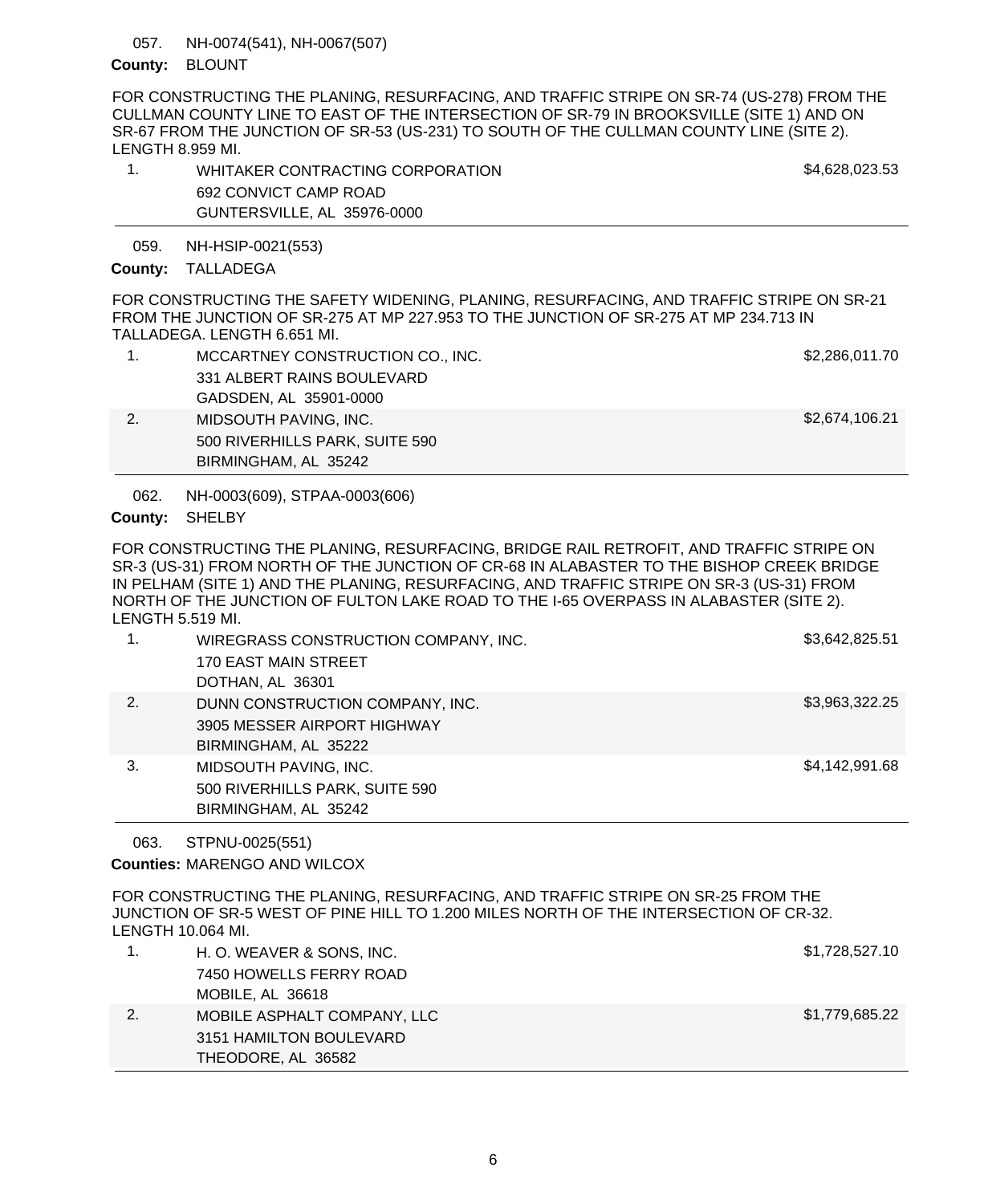057. NH-0074(541), NH-0067(507)

**County:** BLOUNT

FOR CONSTRUCTING THE PLANING, RESURFACING, AND TRAFFIC STRIPE ON SR-74 (US-278) FROM THE CULLMAN COUNTY LINE TO EAST OF THE INTERSECTION OF SR-79 IN BROOKSVILLE (SITE 1) AND ON SR-67 FROM THE JUNCTION OF SR-53 (US-231) TO SOUTH OF THE CULLMAN COUNTY LINE (SITE 2). LENGTH 8.959 MI.

| | | |
|---|---|---|
| 1. | WHITAKER CONTRACTING CORPORATION<br>692 CONVICT CAMP ROAD<br>GUNTERSVILLE, AL 35976-0000 | $4,628,023.53 |

059. NH-HSIP-0021(553)

**County:** TALLADEGA

FOR CONSTRUCTING THE SAFETY WIDENING, PLANING, RESURFACING, AND TRAFFIC STRIPE ON SR-21 FROM THE JUNCTION OF SR-275 AT MP 227.953 TO THE JUNCTION OF SR-275 AT MP 234.713 IN TALLADEGA. LENGTH 6.651 MI.

| | | |
|---|---|---|
| 1. | MCCARTNEY CONSTRUCTION CO., INC.<br>331 ALBERT RAINS BOULEVARD<br>GADSDEN, AL 35901-0000 | $2,286,011.70 |
| 2. | MIDSOUTH PAVING, INC.<br>500 RIVERHILLS PARK, SUITE 590<br>BIRMINGHAM, AL 35242 | $2,674,106.21 |

062. NH-0003(609), STPAA-0003(606)

**County:** SHELBY

FOR CONSTRUCTING THE PLANING, RESURFACING, BRIDGE RAIL RETROFIT, AND TRAFFIC STRIPE ON SR-3 (US-31) FROM NORTH OF THE JUNCTION OF CR-68 IN ALABASTER TO THE BISHOP CREEK BRIDGE IN PELHAM (SITE 1) AND THE PLANING, RESURFACING, AND TRAFFIC STRIPE ON SR-3 (US-31) FROM NORTH OF THE JUNCTION OF FULTON LAKE ROAD TO THE I-65 OVERPASS IN ALABASTER (SITE 2). LENGTH 5.519 MI.

| | | |
|---|---|---|
| 1. | WIREGRASS CONSTRUCTION COMPANY, INC.<br>170 EAST MAIN STREET<br>DOTHAN, AL 36301 | $3,642,825.51 |
| 2. | DUNN CONSTRUCTION COMPANY, INC.<br>3905 MESSER AIRPORT HIGHWAY<br>BIRMINGHAM, AL 35222 | $3,963,322.25 |
| 3. | MIDSOUTH PAVING, INC.<br>500 RIVERHILLS PARK, SUITE 590<br>BIRMINGHAM, AL 35242 | $4,142,991.68 |

063. STPNU-0025(551)

**Counties:** MARENGO AND WILCOX

FOR CONSTRUCTING THE PLANING, RESURFACING, AND TRAFFIC STRIPE ON SR-25 FROM THE JUNCTION OF SR-5 WEST OF PINE HILL TO 1.200 MILES NORTH OF THE INTERSECTION OF CR-32. LENGTH 10.064 MI.

| | | |
|---|---|---|
| 1. | H. O. WEAVER & SONS, INC.<br>7450 HOWELLS FERRY ROAD<br>MOBILE, AL 36618 | $1,728,527.10 |
| 2. | MOBILE ASPHALT COMPANY, LLC<br>3151 HAMILTON BOULEVARD<br>THEODORE, AL 36582 | $1,779,685.22 |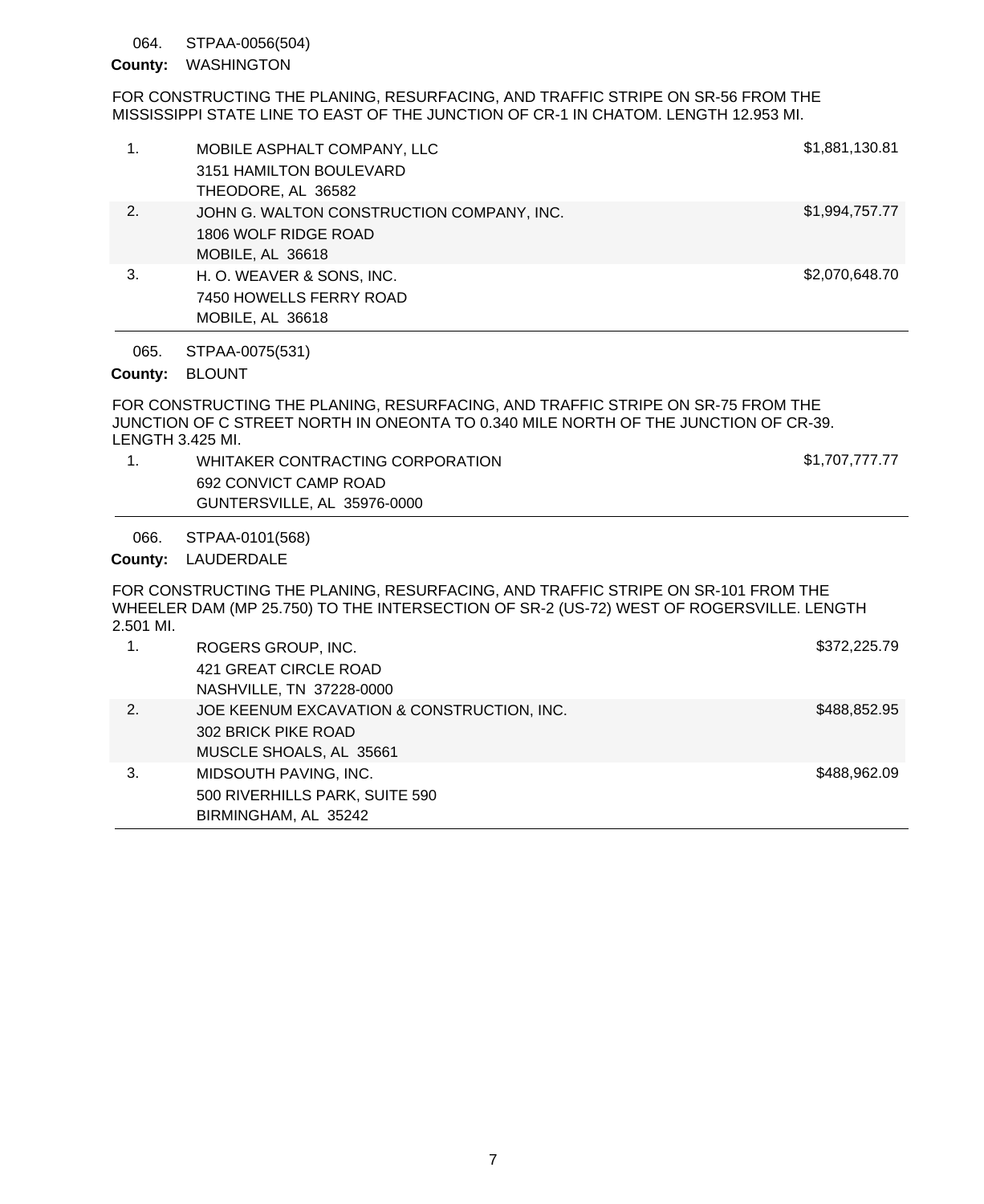064. STPAA-0056(504)

**County:** WASHINGTON

FOR CONSTRUCTING THE PLANING, RESURFACING, AND TRAFFIC STRIPE ON SR-56 FROM THE MISSISSIPPI STATE LINE TO EAST OF THE JUNCTION OF CR-1 IN CHATOM. LENGTH 12.953 MI.

| | | |
|---|---|---|
| 1. | MOBILE ASPHALT COMPANY, LLC<br>3151 HAMILTON BOULEVARD<br>THEODORE, AL 36582 | $1,881,130.81 |
| 2. | JOHN G. WALTON CONSTRUCTION COMPANY, INC.<br>1806 WOLF RIDGE ROAD<br>MOBILE, AL 36618 | $1,994,757.77 |
| 3. | H. O. WEAVER & SONS, INC.<br>7450 HOWELLS FERRY ROAD<br>MOBILE, AL 36618 | $2,070,648.70 |

065. STPAA-0075(531)

**County:** BLOUNT

FOR CONSTRUCTING THE PLANING, RESURFACING, AND TRAFFIC STRIPE ON SR-75 FROM THE JUNCTION OF C STREET NORTH IN ONEONTA TO 0.340 MILE NORTH OF THE JUNCTION OF CR-39. LENGTH 3.425 MI.

| | | |
|---|---|---|
| 1. | WHITAKER CONTRACTING CORPORATION<br>692 CONVICT CAMP ROAD<br>GUNTERSVILLE, AL 35976-0000 | $1,707,777.77 |

066. STPAA-0101(568)

**County:** LAUDERDALE

FOR CONSTRUCTING THE PLANING, RESURFACING, AND TRAFFIC STRIPE ON SR-101 FROM THE WHEELER DAM (MP 25.750) TO THE INTERSECTION OF SR-2 (US-72) WEST OF ROGERSVILLE. LENGTH 2.501 MI.

| | | |
|---|---|---|
| 1. | ROGERS GROUP, INC.<br>421 GREAT CIRCLE ROAD<br>NASHVILLE, TN 37228-0000 | $372,225.79 |
| 2. | JOE KEENUM EXCAVATION & CONSTRUCTION, INC.<br>302 BRICK PIKE ROAD<br>MUSCLE SHOALS, AL 35661 | $488,852.95 |
| 3. | MIDSOUTH PAVING, INC.<br>500 RIVERHILLS PARK, SUITE 590<br>BIRMINGHAM, AL 35242 | $488,962.09 |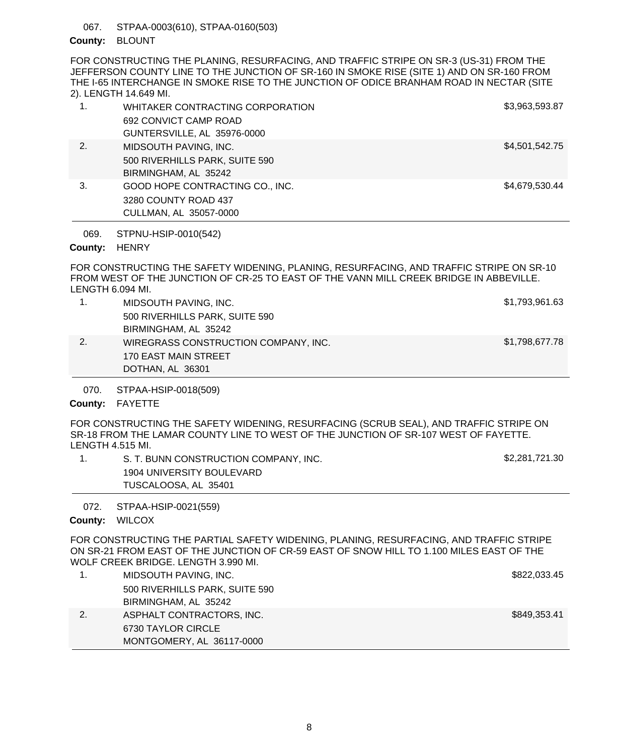067. STPAA-0003(610), STPAA-0160(503)

**County:** BLOUNT

FOR CONSTRUCTING THE PLANING, RESURFACING, AND TRAFFIC STRIPE ON SR-3 (US-31) FROM THE JEFFERSON COUNTY LINE TO THE JUNCTION OF SR-160 IN SMOKE RISE (SITE 1) AND ON SR-160 FROM THE I-65 INTERCHANGE IN SMOKE RISE TO THE JUNCTION OF ODICE BRANHAM ROAD IN NECTAR (SITE 2). LENGTH 14.649 MI.

| | | |
|---|---|---|
| 1. | WHITAKER CONTRACTING CORPORATION<br>692 CONVICT CAMP ROAD<br>GUNTERSVILLE, AL 35976-0000 | $3,963,593.87 |
| 2. | MIDSOUTH PAVING, INC.<br>500 RIVERHILLS PARK, SUITE 590<br>BIRMINGHAM, AL 35242 | $4,501,542.75 |
| 3. | GOOD HOPE CONTRACTING CO., INC.<br>3280 COUNTY ROAD 437<br>CULLMAN, AL 35057-0000 | $4,679,530.44 |

069. STPNU-HSIP-0010(542)

**County:** HENRY

FOR CONSTRUCTING THE SAFETY WIDENING, PLANING, RESURFACING, AND TRAFFIC STRIPE ON SR-10 FROM WEST OF THE JUNCTION OF CR-25 TO EAST OF THE VANN MILL CREEK BRIDGE IN ABBEVILLE. LENGTH 6.094 MI.

| | | |
|---|---|---|
| 1. | MIDSOUTH PAVING, INC.<br>500 RIVERHILLS PARK, SUITE 590<br>BIRMINGHAM, AL 35242 | $1,793,961.63 |
| 2. | WIREGRASS CONSTRUCTION COMPANY, INC.<br>170 EAST MAIN STREET<br>DOTHAN, AL 36301 | $1,798,677.78 |

070. STPAA-HSIP-0018(509)

**County:** FAYETTE

FOR CONSTRUCTING THE SAFETY WIDENING, RESURFACING (SCRUB SEAL), AND TRAFFIC STRIPE ON SR-18 FROM THE LAMAR COUNTY LINE TO WEST OF THE JUNCTION OF SR-107 WEST OF FAYETTE. LENGTH 4.515 MI.

| | | |
|---|---|---|
| 1. | S. T. BUNN CONSTRUCTION COMPANY, INC.<br>1904 UNIVERSITY BOULEVARD<br>TUSCALOOSA, AL 35401 | $2,281,721.30 |

072. STPAA-HSIP-0021(559)

**County:** WILCOX

FOR CONSTRUCTING THE PARTIAL SAFETY WIDENING, PLANING, RESURFACING, AND TRAFFIC STRIPE ON SR-21 FROM EAST OF THE JUNCTION OF CR-59 EAST OF SNOW HILL TO 1.100 MILES EAST OF THE WOLF CREEK BRIDGE. LENGTH 3.990 MI.

| | | |
|---|---|---|
| 1. | MIDSOUTH PAVING, INC.<br>500 RIVERHILLS PARK, SUITE 590<br>BIRMINGHAM, AL 35242 | $822,033.45 |
| 2. | ASPHALT CONTRACTORS, INC.<br>6730 TAYLOR CIRCLE<br>MONTGOMERY, AL 36117-0000 | $849,353.41 |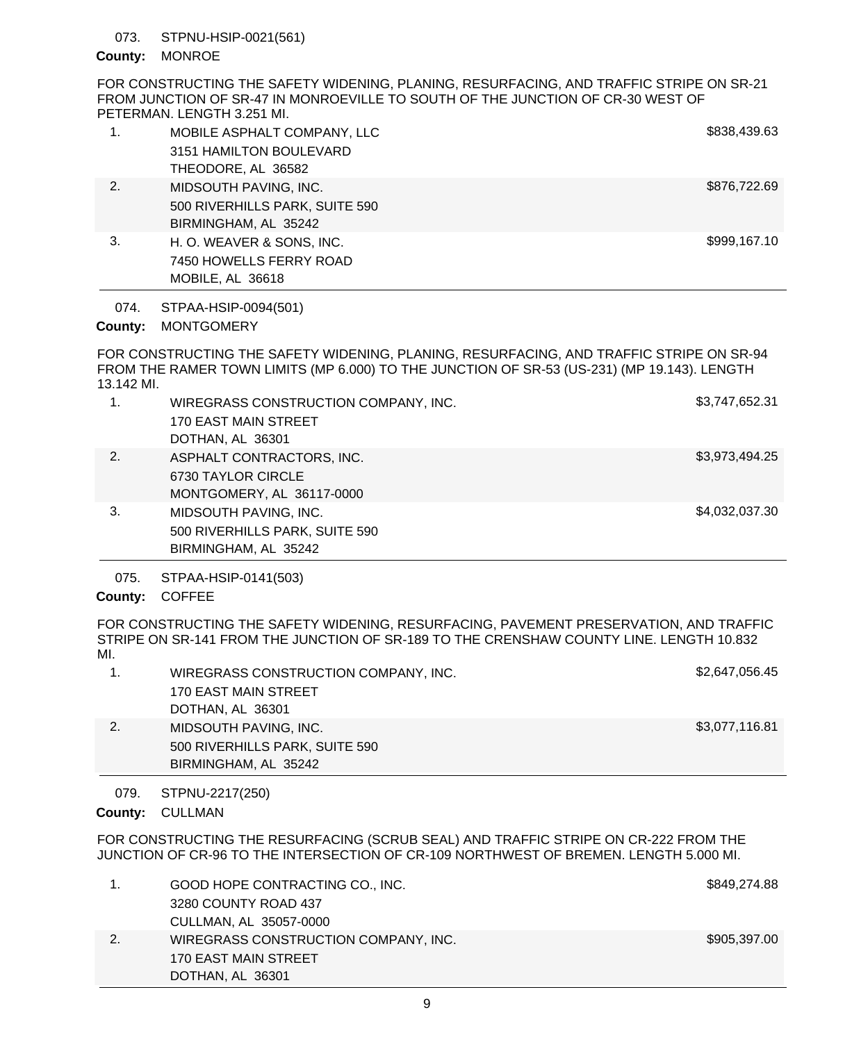073. STPNU-HSIP-0021(561)

**County:** MONROE

FOR CONSTRUCTING THE SAFETY WIDENING, PLANING, RESURFACING, AND TRAFFIC STRIPE ON SR-21 FROM JUNCTION OF SR-47 IN MONROEVILLE TO SOUTH OF THE JUNCTION OF CR-30 WEST OF PETERMAN. LENGTH 3.251 MI.

| | | |
|---|---|---|
| 1. | MOBILE ASPHALT COMPANY, LLC<br>3151 HAMILTON BOULEVARD<br>THEODORE, AL 36582 | $838,439.63 |
| 2. | MIDSOUTH PAVING, INC.<br>500 RIVERHILLS PARK, SUITE 590<br>BIRMINGHAM, AL 35242 | $876,722.69 |
| 3. | H. O. WEAVER & SONS, INC.<br>7450 HOWELLS FERRY ROAD<br>MOBILE, AL 36618 | $999,167.10 |

074. STPAA-HSIP-0094(501)

**County:** MONTGOMERY

FOR CONSTRUCTING THE SAFETY WIDENING, PLANING, RESURFACING, AND TRAFFIC STRIPE ON SR-94 FROM THE RAMER TOWN LIMITS (MP 6.000) TO THE JUNCTION OF SR-53 (US-231) (MP 19.143). LENGTH 13.142 MI.

| | | |
|---|---|---|
| 1. | WIREGRASS CONSTRUCTION COMPANY, INC.<br>170 EAST MAIN STREET<br>DOTHAN, AL 36301 | $3,747,652.31 |
| 2. | ASPHALT CONTRACTORS, INC.<br>6730 TAYLOR CIRCLE<br>MONTGOMERY, AL 36117-0000 | $3,973,494.25 |
| 3. | MIDSOUTH PAVING, INC.<br>500 RIVERHILLS PARK, SUITE 590<br>BIRMINGHAM, AL 35242 | $4,032,037.30 |

075. STPAA-HSIP-0141(503)

**County:** COFFEE

FOR CONSTRUCTING THE SAFETY WIDENING, RESURFACING, PAVEMENT PRESERVATION, AND TRAFFIC STRIPE ON SR-141 FROM THE JUNCTION OF SR-189 TO THE CRENSHAW COUNTY LINE. LENGTH 10.832 MI.

| | | |
|---|---|---|
| 1. | WIREGRASS CONSTRUCTION COMPANY, INC.<br>170 EAST MAIN STREET<br>DOTHAN, AL 36301 | $2,647,056.45 |
| 2. | MIDSOUTH PAVING, INC.<br>500 RIVERHILLS PARK, SUITE 590<br>BIRMINGHAM, AL 35242 | $3,077,116.81 |

079. STPNU-2217(250)

**County:** CULLMAN

FOR CONSTRUCTING THE RESURFACING (SCRUB SEAL) AND TRAFFIC STRIPE ON CR-222 FROM THE JUNCTION OF CR-96 TO THE INTERSECTION OF CR-109 NORTHWEST OF BREMEN. LENGTH 5.000 MI.

| | | |
|---|---|---|
| 1. | GOOD HOPE CONTRACTING CO., INC.<br>3280 COUNTY ROAD 437<br>CULLMAN, AL 35057-0000 | $849,274.88 |
| 2. | WIREGRASS CONSTRUCTION COMPANY, INC.<br>170 EAST MAIN STREET<br>DOTHAN, AL 36301 | $905,397.00 |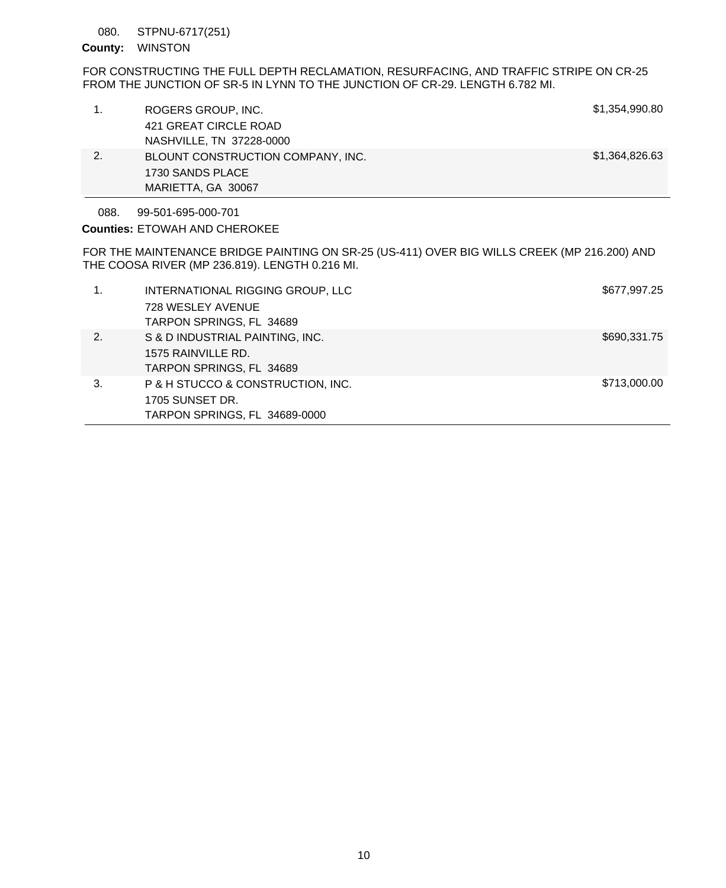080. STPNU-6717(251)

**County:** WINSTON

FOR CONSTRUCTING THE FULL DEPTH RECLAMATION, RESURFACING, AND TRAFFIC STRIPE ON CR-25 FROM THE JUNCTION OF SR-5 IN LYNN TO THE JUNCTION OF CR-29. LENGTH 6.782 MI.

| | | |
|---|---|---|
| 1. | ROGERS GROUP, INC.<br>421 GREAT CIRCLE ROAD<br>NASHVILLE, TN 37228-0000 | $1,354,990.80 |
| 2. | BLOUNT CONSTRUCTION COMPANY, INC.<br>1730 SANDS PLACE<br>MARIETTA, GA 30067 | $1,364,826.63 |

088. 99-501-695-000-701

**Counties:** ETOWAH AND CHEROKEE

FOR THE MAINTENANCE BRIDGE PAINTING ON SR-25 (US-411) OVER BIG WILLS CREEK (MP 216.200) AND THE COOSA RIVER (MP 236.819). LENGTH 0.216 MI.

| | | |
|---|---|---|
| 1. | INTERNATIONAL RIGGING GROUP, LLC<br>728 WESLEY AVENUE<br>TARPON SPRINGS, FL 34689 | $677,997.25 |
| 2. | S & D INDUSTRIAL PAINTING, INC.<br>1575 RAINVILLE RD.<br>TARPON SPRINGS, FL 34689 | $690,331.75 |
| 3. | P & H STUCCO & CONSTRUCTION, INC.<br>1705 SUNSET DR.<br>TARPON SPRINGS, FL 34689-0000 | $713,000.00 |